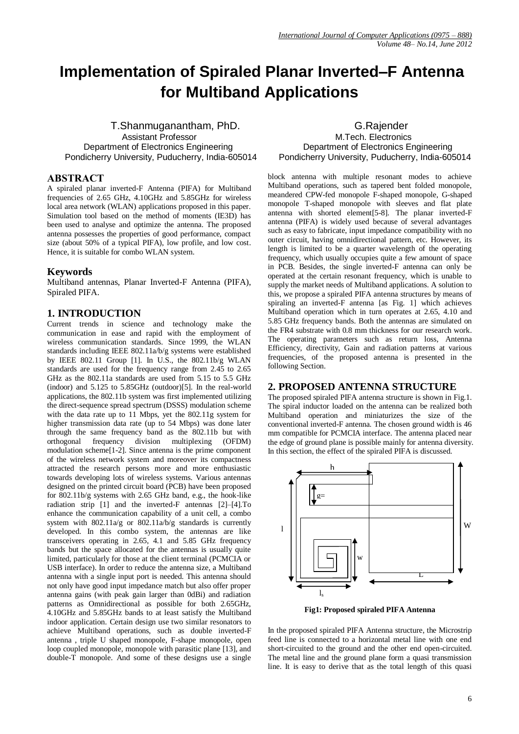# Implementation of Spiraled Planar Inverted–F Antenna for Multiband Applications

T.Shanmuganantham, PhD.
Assistant Professor
Department of Electronics Engineering
Pondicherry University, Puducherry, India-605014

G.Rajender
M.Tech. Electronics
Department of Electronics Engineering
Pondicherry University, Puducherry, India-605014

## ABSTRACT

A spiraled planar inverted-F Antenna (PIFA) for Multiband frequencies of 2.65 GHz, 4.10GHz and 5.85GHz for wireless local area network (WLAN) applications proposed in this paper. Simulation tool based on the method of moments (IE3D) has been used to analyse and optimize the antenna. The proposed antenna possesses the properties of good performance, compact size (about 50% of a typical PIFA), low profile, and low cost. Hence, it is suitable for combo WLAN system.

## Keywords

Multiband antennas, Planar Inverted-F Antenna (PIFA), Spiraled PIFA.

## 1. INTRODUCTION

Current trends in science and technology make the communication in ease and rapid with the employment of wireless communication standards. Since 1999, the WLAN standards including IEEE 802.11a/b/g systems were established by IEEE 802.11 Group [1]. In U.S., the 802.11b/g WLAN standards are used for the frequency range from 2.45 to 2.65 GHz as the 802.11a standards are used from 5.15 to 5.5 GHz (indoor) and 5.125 to 5.85GHz (outdoor)[5]. In the real-world applications, the 802.11b system was first implemented utilizing the direct-sequence spread spectrum (DSSS) modulation scheme with the data rate up to 11 Mbps, yet the 802.11g system for higher transmission data rate (up to 54 Mbps) was done later through the same frequency band as the 802.11b but with orthogonal frequency division multiplexing (OFDM) modulation scheme[1-2]. Since antenna is the prime component of the wireless network system and moreover its compactness attracted the research persons more and more enthusiastic towards developing lots of wireless systems. Various antennas designed on the printed circuit board (PCB) have been proposed for 802.11b/g systems with 2.65 GHz band, e.g., the hook-like radiation strip [1] and the inverted-F antennas [2]–[4].To enhance the communication capability of a unit cell, a combo system with 802.11a/g or 802.11a/b/g standards is currently developed. In this combo system, the antennas are like transceivers operating in 2.65, 4.1 and 5.85 GHz frequency bands but the space allocated for the antennas is usually quite limited, particularly for those at the client terminal (PCMCIA or USB interface). In order to reduce the antenna size, a Multiband antenna with a single input port is needed. This antenna should not only have good input impedance match but also offer proper antenna gains (with peak gain larger than 0dBi) and radiation patterns as Omnidirectional as possible for both 2.65GHz, 4.10GHz and 5.85GHz bands to at least satisfy the Multiband indoor application. Certain design use two similar resonators to achieve Multiband operations, such as double inverted-F antenna , triple U shaped monopole, F-shape monopole, open loop coupled monopole, monopole with parasitic plane [13], and double-T monopole. And some of these designs use a single block antenna with multiple resonant modes to achieve Multiband operations, such as tapered bent folded monopole, meandered CPW-fed monopole F-shaped monopole, G-shaped monopole T-shaped monopole with sleeves and flat plate antenna with shorted element[5-8]. The planar inverted-F antenna (PIFA) is widely used because of several advantages such as easy to fabricate, input impedance compatibility with no outer circuit, having omnidirectional pattern, etc. However, its length is limited to be a quarter wavelength of the operating frequency, which usually occupies quite a few amount of space in PCB. Besides, the single inverted-F antenna can only be operated at the certain resonant frequency, which is unable to supply the market needs of Multiband applications. A solution to this, we propose a spiraled PIFA antenna structures by means of spiraling an inverted-F antenna [as Fig. 1] which achieves Multiband operation which in turn operates at 2.65, 4.10 and 5.85 GHz frequency bands. Both the antennas are simulated on the FR4 substrate with 0.8 mm thickness for our research work. The operating parameters such as return loss, Antenna Efficiency, directivity, Gain and radiation patterns at various frequencies, of the proposed antenna is presented in the following Section.

## 2. PROPOSED ANTENNA STRUCTURE

The proposed spiraled PIFA antenna structure is shown in Fig.1. The spiral inductor loaded on the antenna can be realized both Multiband operation and miniaturizes the size of the conventional inverted-F antenna. The chosen ground width is 46 mm compatible for PCMCIA interface. The antenna placed near the edge of ground plane is possible mainly for antenna diversity. In this section, the effect of the spiraled PIFA is discussed.

**Fig1: Proposed spiraled PIFA Antenna**

In the proposed spiraled PIFA Antenna structure, the Microstrip feed line is connected to a horizontal metal line with one end short-circuited to the ground and the other end open-circuited. The metal line and the ground plane form a quasi transmission line. It is easy to derive that as the total length of this quasi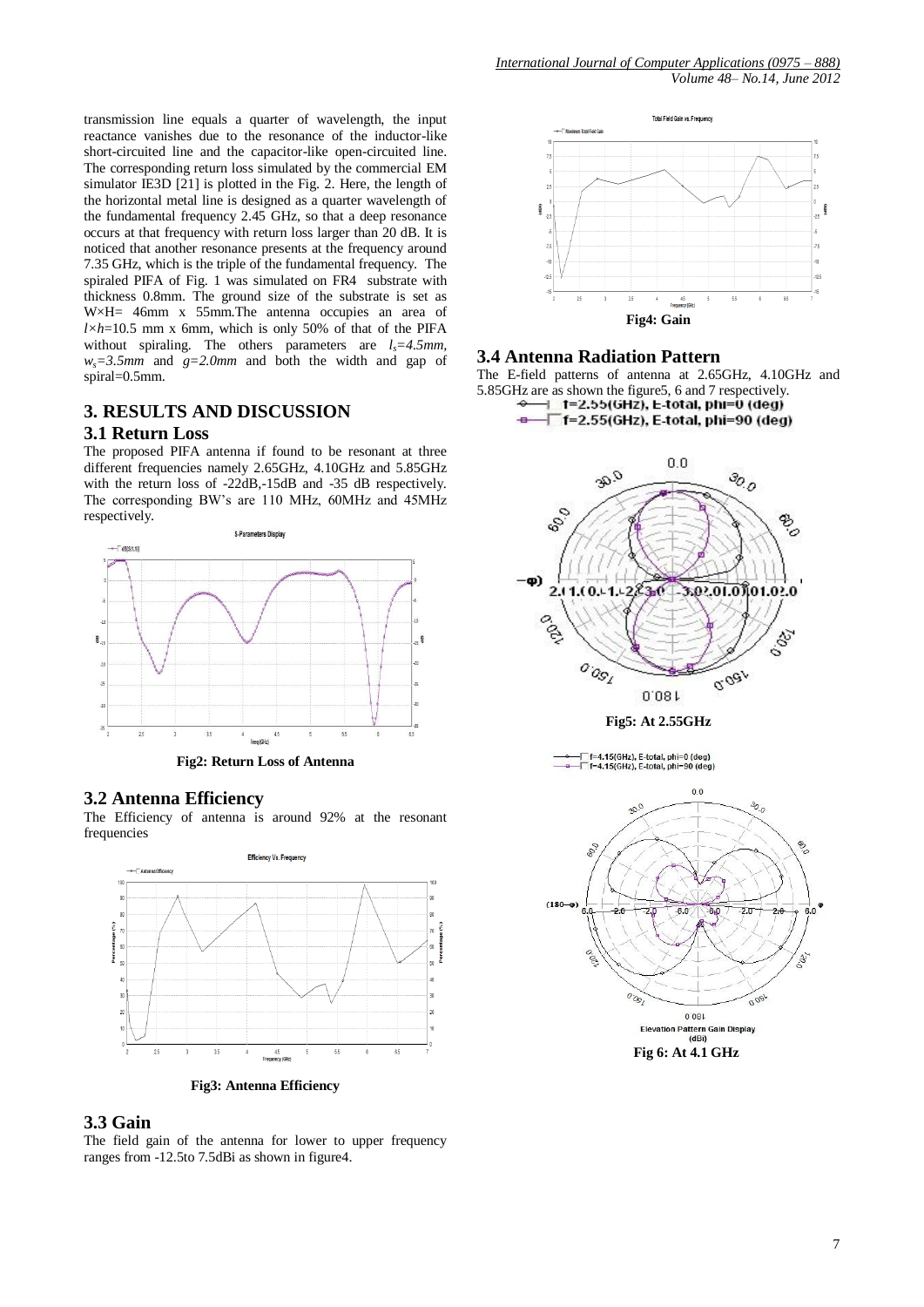transmission line equals a quarter of wavelength, the input reactance vanishes due to the resonance of the inductor-like short-circuited line and the capacitor-like open-circuited line. The corresponding return loss simulated by the commercial EM simulator IE3D [21] is plotted in the Fig. 2. Here, the length of the horizontal metal line is designed as a quarter wavelength of the fundamental frequency 2.45 GHz, so that a deep resonance occurs at that frequency with return loss larger than 20 dB. It is noticed that another resonance presents at the frequency around 7.35 GHz, which is the triple of the fundamental frequency. The spiraled PIFA of Fig. 1 was simulated on FR4 substrate with thickness 0.8mm. The ground size of the substrate is set as W×H= 46mm x 55mm.The antenna occupies an area of $l \times h$=10.5 mm x 6mm, which is only 50% of that of the PIFA without spiraling. The others parameters are $l_s$=4.5mm, $w_s$=3.5mm and $g$=2.0mm and both the width and gap of spiral=0.5mm.

## 3. RESULTS AND DISCUSSION

### 3.1 Return Loss

The proposed PIFA antenna if found to be resonant at three different frequencies namely 2.65GHz, 4.10GHz and 5.85GHz with the return loss of -22dB,-15dB and -35 dB respectively. The corresponding BW's are 110 MHz, 60MHz and 45MHz respectively.

**Fig2: Return Loss of Antenna**

### 3.2 Antenna Efficiency

The Efficiency of antenna is around 92% at the resonant frequencies

**Fig3: Antenna Efficiency**

### 3.3 Gain

The field gain of the antenna for lower to upper frequency ranges from -12.5to 7.5dBi as shown in figure4.

**Fig4: Gain**

### 3.4 Antenna Radiation Pattern

The E-field patterns of antenna at 2.65GHz, 4.10GHz and 5.85GHz are as shown the figure5, 6 and 7 respectively.

**Fig5: At 2.55GHz**

**Fig 6: At 4.1 GHz**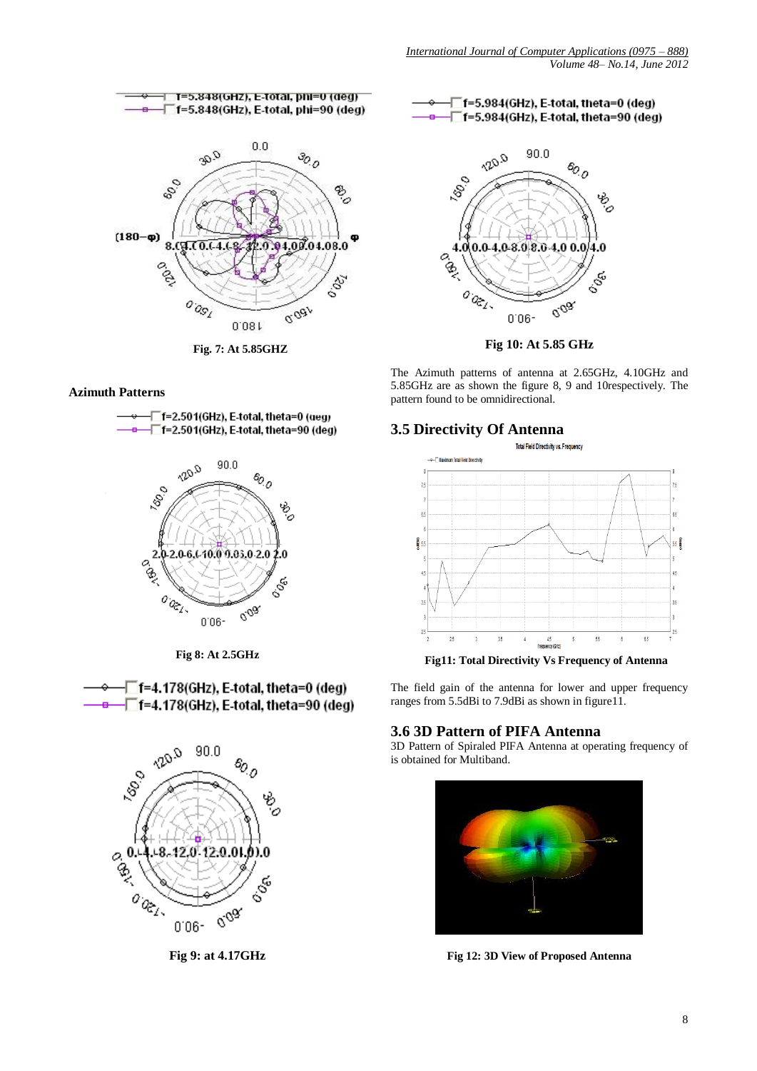Fig. 7: At 5.85GHZ

## Azimuth Patterns

Fig 8: At 2.5GHz

Fig 9: at 4.17GHz

Fig 10: At 5.85 GHz

The Azimuth patterns of antenna at 2.65GHz, 4.10GHz and 5.85GHz are as shown the figure 8, 9 and 10respectively. The pattern found to be omnidirectional.

## 3.5 Directivity Of Antenna

Fig11: Total Directivity Vs Frequency of Antenna

The field gain of the antenna for lower and upper frequency ranges from 5.5dBi to 7.9dBi as shown in figure11.

## 3.6 3D Pattern of PIFA Antenna

3D Pattern of Spiraled PIFA Antenna at operating frequency of is obtained for Multiband.

Fig 12: 3D View of Proposed Antenna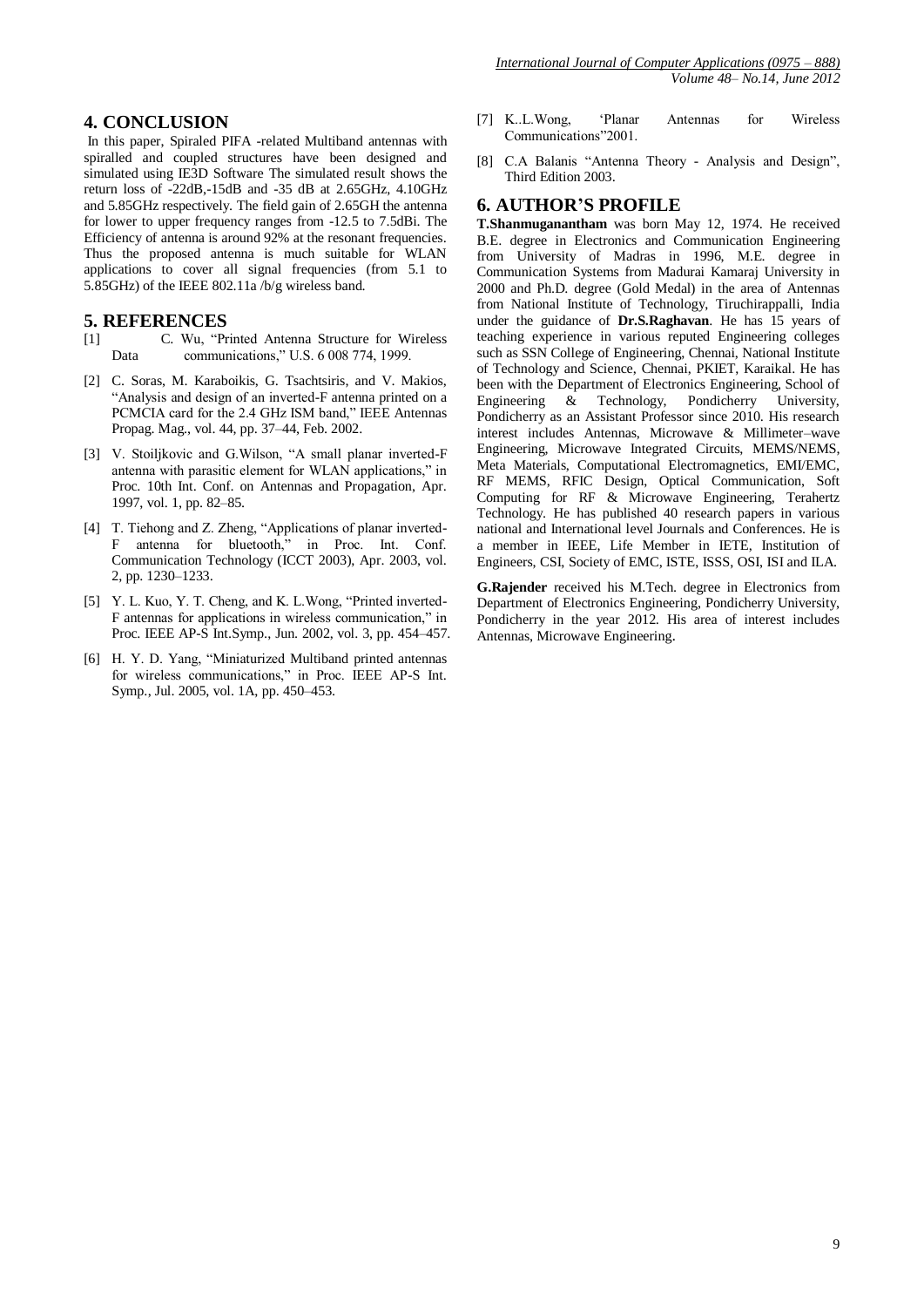## 4. CONCLUSION

In this paper, Spiraled PIFA -related Multiband antennas with spiralled and coupled structures have been designed and simulated using IE3D Software The simulated result shows the return loss of -22dB,-15dB and -35 dB at 2.65GHz, 4.10GHz and 5.85GHz respectively. The field gain of 2.65GH the antenna for lower to upper frequency ranges from -12.5 to 7.5dBi. The Efficiency of antenna is around 92% at the resonant frequencies. Thus the proposed antenna is much suitable for WLAN applications to cover all signal frequencies (from 5.1 to 5.85GHz) of the IEEE 802.11a /b/g wireless band.

## 5. REFERENCES

[1] C. Wu, "Printed Antenna Structure for Wireless Data communications," U.S. 6 008 774, 1999.

[2] C. Soras, M. Karaboikis, G. Tsachtsiris, and V. Makios, "Analysis and design of an inverted-F antenna printed on a PCMCIA card for the 2.4 GHz ISM band," IEEE Antennas Propag. Mag., vol. 44, pp. 37–44, Feb. 2002.

[3] V. Stoiljkovic and G.Wilson, "A small planar inverted-F antenna with parasitic element for WLAN applications," in Proc. 10th Int. Conf. on Antennas and Propagation, Apr. 1997, vol. 1, pp. 82–85.

[4] T. Tiehong and Z. Zheng, "Applications of planar inverted-F antenna for bluetooth," in Proc. Int. Conf. Communication Technology (ICCT 2003), Apr. 2003, vol. 2, pp. 1230–1233.

[5] Y. L. Kuo, Y. T. Cheng, and K. L.Wong, "Printed inverted-F antennas for applications in wireless communication," in Proc. IEEE AP-S Int.Symp., Jun. 2002, vol. 3, pp. 454–457.

[6] H. Y. D. Yang, "Miniaturized Multiband printed antennas for wireless communications," in Proc. IEEE AP-S Int. Symp., Jul. 2005, vol. 1A, pp. 450–453.

[7] K..L.Wong, 'Planar Antennas for Wireless Communications"2001.

[8] C.A Balanis "Antenna Theory - Analysis and Design", Third Edition 2003.

## 6. AUTHOR'S PROFILE

**T.Shanmuganantham** was born May 12, 1974. He received B.E. degree in Electronics and Communication Engineering from University of Madras in 1996, M.E. degree in Communication Systems from Madurai Kamaraj University in 2000 and Ph.D. degree (Gold Medal) in the area of Antennas from National Institute of Technology, Tiruchirappalli, India under the guidance of **Dr.S.Raghavan**. He has 15 years of teaching experience in various reputed Engineering colleges such as SSN College of Engineering, Chennai, National Institute of Technology and Science, Chennai, PKIET, Karaikal. He has been with the Department of Electronics Engineering, School of Engineering & Technology, Pondicherry University, Pondicherry as an Assistant Professor since 2010. His research interest includes Antennas, Microwave & Millimeter–wave Engineering, Microwave Integrated Circuits, MEMS/NEMS, Meta Materials, Computational Electromagnetics, EMI/EMC, RF MEMS, RFIC Design, Optical Communication, Soft Computing for RF & Microwave Engineering, Terahertz Technology. He has published 40 research papers in various national and International level Journals and Conferences. He is a member in IEEE, Life Member in IETE, Institution of Engineers, CSI, Society of EMC, ISTE, ISSS, OSI, ISI and ILA.

**G.Rajender** received his M.Tech. degree in Electronics from Department of Electronics Engineering, Pondicherry University, Pondicherry in the year 2012. His area of interest includes Antennas, Microwave Engineering.